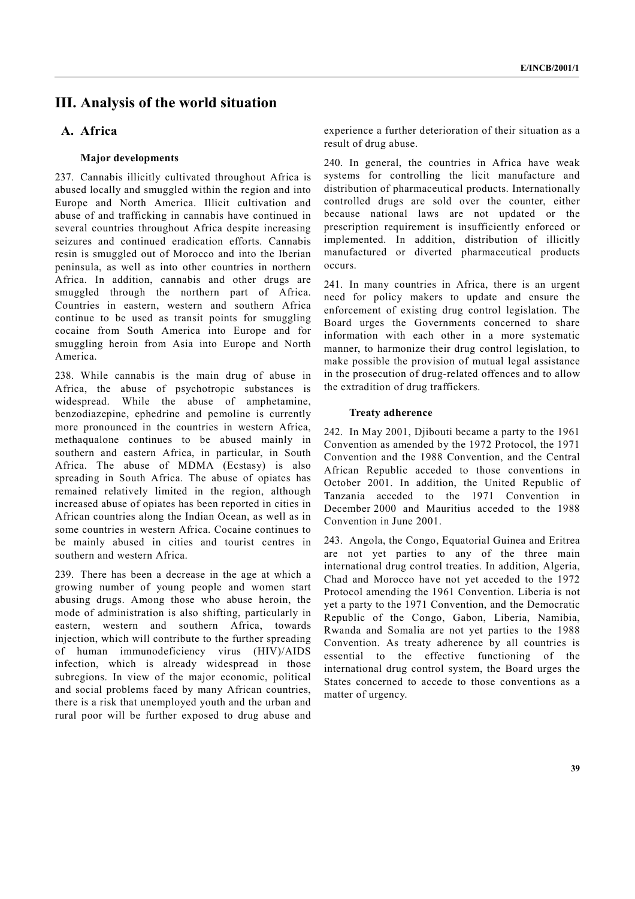# III. Analysis of the world situation

## A. Africa

### Major developments

237. Cannabis illicitly cultivated throughout Africa is abused locally and smuggled within the region and into Europe and North America. Illicit cultivation and abuse of and trafficking in cannabis have continued in several countries throughout Africa despite increasing seizures and continued eradication efforts. Cannabis resin is smuggled out of Morocco and into the Iberian peninsula, as well as into other countries in northern Africa. In addition, cannabis and other drugs are smuggled through the northern part of Africa. Countries in eastern, western and southern Africa continue to be used as transit points for smuggling cocaine from South America into Europe and for smuggling heroin from Asia into Europe and North America.

238. While cannabis is the main drug of abuse in Africa, the abuse of psychotropic substances is widespread. While the abuse of amphetamine, benzodiazepine, ephedrine and pemoline is currently more pronounced in the countries in western Africa, methaqualone continues to be abused mainly in southern and eastern Africa, in particular, in South Africa. The abuse of MDMA (Ecstasy) is also spreading in South Africa. The abuse of opiates has remained relatively limited in the region, although increased abuse of opiates has been reported in cities in African countries along the Indian Ocean, as well as in some countries in western Africa. Cocaine continues to be mainly abused in cities and tourist centres in southern and western Africa.

239. There has been a decrease in the age at which a growing number of young people and women start abusing drugs. Among those who abuse heroin, the mode of administration is also shifting, particularly in eastern, western and southern Africa, towards injection, which will contribute to the further spreading of human immunodeficiency virus (HIV)/AIDS infection, which is already widespread in those subregions. In view of the major economic, political and social problems faced by many African countries, there is a risk that unemployed youth and the urban and rural poor will be further exposed to drug abuse and experience a further deterioration of their situation as a result of drug abuse.

240. In general, the countries in Africa have weak systems for controlling the licit manufacture and distribution of pharmaceutical products. Internationally controlled drugs are sold over the counter, either because national laws are not updated or the prescription requirement is insufficiently enforced or implemented. In addition, distribution of illicitly manufactured or diverted pharmaceutical products occurs.

241. In many countries in Africa, there is an urgent need for policy makers to update and ensure the enforcement of existing drug control legislation. The Board urges the Governments concerned to share information with each other in a more systematic manner, to harmonize their drug control legislation, to make possible the provision of mutual legal assistance in the prosecution of drug-related offences and to allow the extradition of drug traffickers.

### Treaty adherence

242. In May 2001, Djibouti became a party to the 1961 Convention as amended by the 1972 Protocol, the 1971 Convention and the 1988 Convention, and the Central African Republic acceded to those conventions in October 2001. In addition, the United Republic of Tanzania acceded to the 1971 Convention in December 2000 and Mauritius acceded to the 1988 Convention in June 2001.

243. Angola, the Congo, Equatorial Guinea and Eritrea are not yet parties to any of the three main international drug control treaties. In addition, Algeria, Chad and Morocco have not yet acceded to the 1972 Protocol amending the 1961 Convention. Liberia is not yet a party to the 1971 Convention, and the Democratic Republic of the Congo, Gabon, Liberia, Namibia, Rwanda and Somalia are not yet parties to the 1988 Convention. As treaty adherence by all countries is essential to the effective functioning of the international drug control system, the Board urges the States concerned to accede to those conventions as a matter of urgency.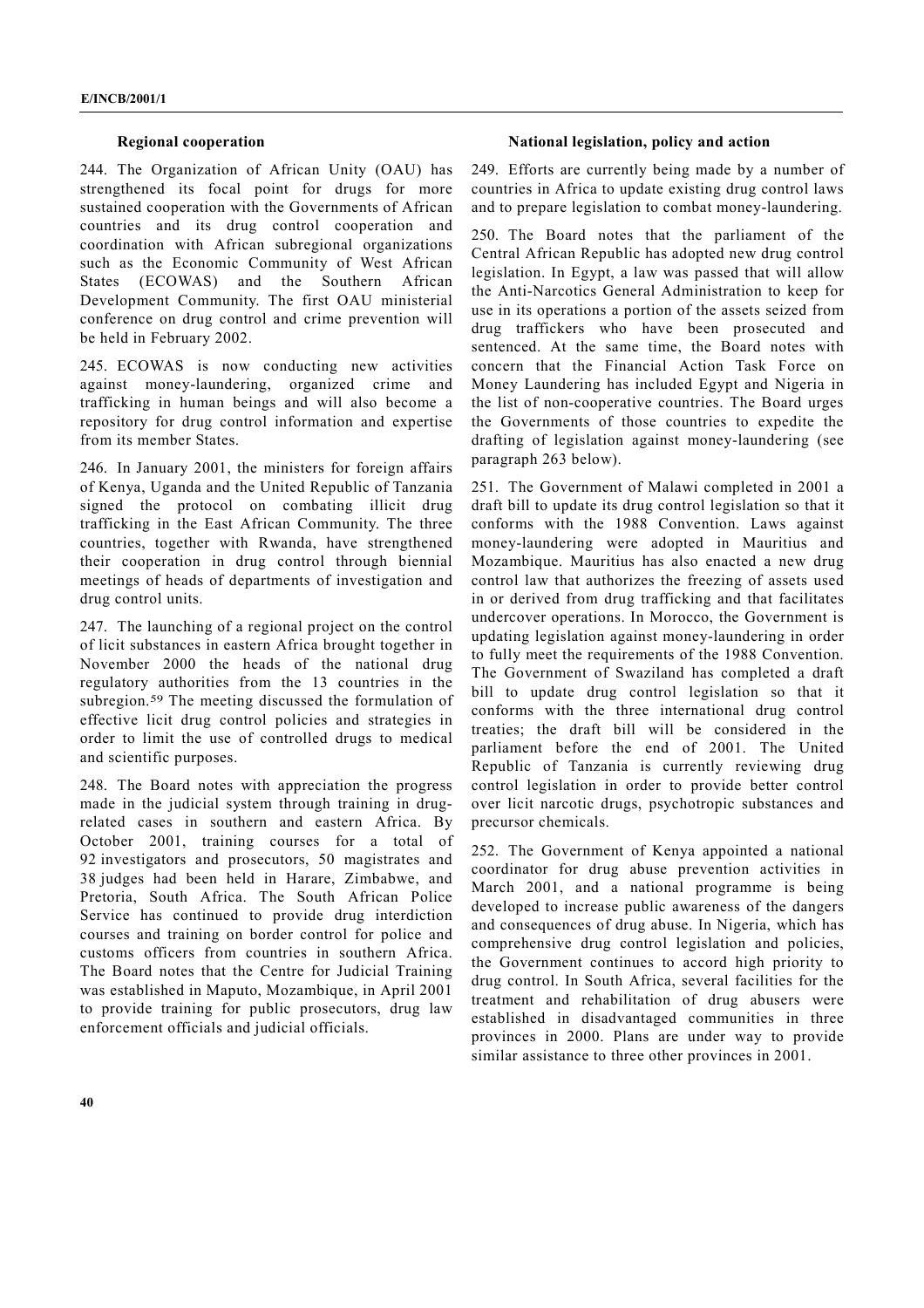### Regional cooperation

244. The Organization of African Unity (OAU) has strengthened its focal point for drugs for more sustained cooperation with the Governments of African countries and its drug control cooperation and coordination with African subregional organizations such as the Economic Community of West African States (ECOWAS) and the Southern African Development Community. The first OAU ministerial conference on drug control and crime prevention will be held in February 2002.

245. ECOWAS is now conducting new activities against money-laundering, organized crime and trafficking in human beings and will also become a repository for drug control information and expertise from its member States.

246. In January 2001, the ministers for foreign affairs of Kenya, Uganda and the United Republic of Tanzania signed the protocol on combating illicit drug trafficking in the East African Community. The three countries, together with Rwanda, have strengthened their cooperation in drug control through biennial meetings of heads of departments of investigation and drug control units.

247. The launching of a regional project on the control of licit substances in eastern Africa brought together in November 2000 the heads of the national drug regulatory authorities from the 13 countries in the subregion.[59] The meeting discussed the formulation of effective licit drug control policies and strategies in order to limit the use of controlled drugs to medical and scientific purposes.

248. The Board notes with appreciation the progress made in the judicial system through training in drug-related cases in southern and eastern Africa. By October 2001, training courses for a total of 92 investigators and prosecutors, 50 magistrates and 38 judges had been held in Harare, Zimbabwe, and Pretoria, South Africa. The South African Police Service has continued to provide drug interdiction courses and training on border control for police and customs officers from countries in southern Africa. The Board notes that the Centre for Judicial Training was established in Maputo, Mozambique, in April 2001 to provide training for public prosecutors, drug law enforcement officials and judicial officials.

### National legislation, policy and action

249. Efforts are currently being made by a number of countries in Africa to update existing drug control laws and to prepare legislation to combat money-laundering.

250. The Board notes that the parliament of the Central African Republic has adopted new drug control legislation. In Egypt, a law was passed that will allow the Anti-Narcotics General Administration to keep for use in its operations a portion of the assets seized from drug traffickers who have been prosecuted and sentenced. At the same time, the Board notes with concern that the Financial Action Task Force on Money Laundering has included Egypt and Nigeria in the list of non-cooperative countries. The Board urges the Governments of those countries to expedite the drafting of legislation against money-laundering (see paragraph 263 below).

251. The Government of Malawi completed in 2001 a draft bill to update its drug control legislation so that it conforms with the 1988 Convention. Laws against money-laundering were adopted in Mauritius and Mozambique. Mauritius has also enacted a new drug control law that authorizes the freezing of assets used in or derived from drug trafficking and that facilitates undercover operations. In Morocco, the Government is updating legislation against money-laundering in order to fully meet the requirements of the 1988 Convention. The Government of Swaziland has completed a draft bill to update drug control legislation so that it conforms with the three international drug control treaties; the draft bill will be considered in the parliament before the end of 2001. The United Republic of Tanzania is currently reviewing drug control legislation in order to provide better control over licit narcotic drugs, psychotropic substances and precursor chemicals.

252. The Government of Kenya appointed a national coordinator for drug abuse prevention activities in March 2001, and a national programme is being developed to increase public awareness of the dangers and consequences of drug abuse. In Nigeria, which has comprehensive drug control legislation and policies, the Government continues to accord high priority to drug control. In South Africa, several facilities for the treatment and rehabilitation of drug abusers were established in disadvantaged communities in three provinces in 2000. Plans are under way to provide similar assistance to three other provinces in 2001.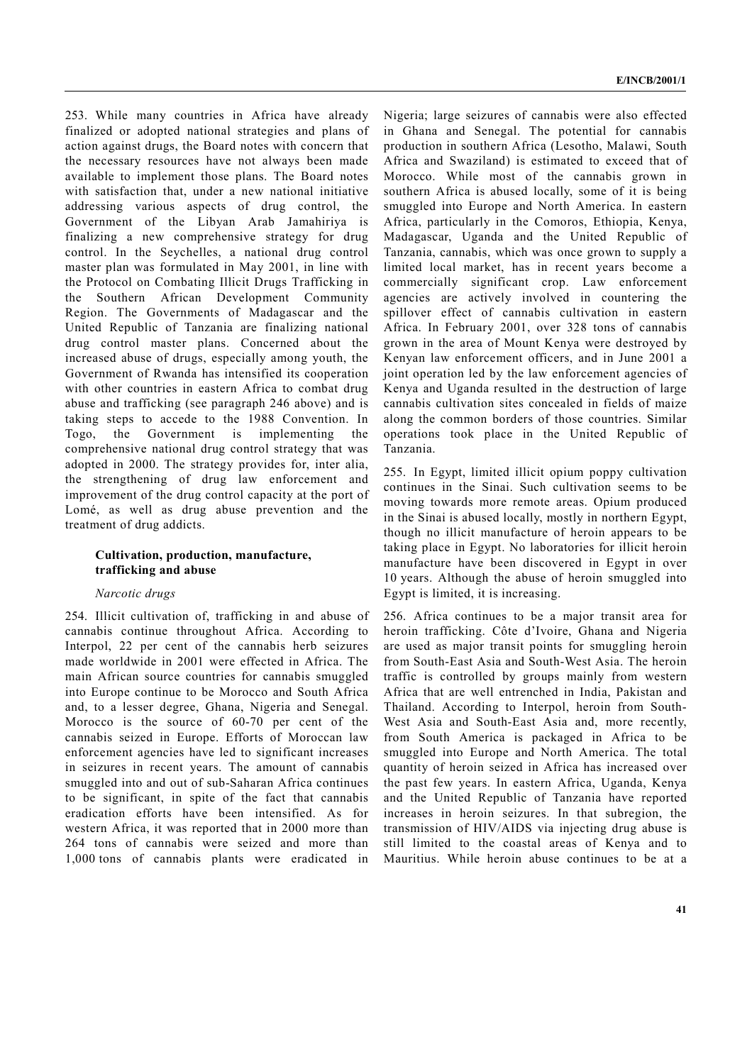253. While many countries in Africa have already finalized or adopted national strategies and plans of action against drugs, the Board notes with concern that the necessary resources have not always been made available to implement those plans. The Board notes with satisfaction that, under a new national initiative addressing various aspects of drug control, the Government of the Libyan Arab Jamahiriya is finalizing a new comprehensive strategy for drug control. In the Seychelles, a national drug control master plan was formulated in May 2001, in line with the Protocol on Combating Illicit Drugs Trafficking in the Southern African Development Community Region. The Governments of Madagascar and the United Republic of Tanzania are finalizing national drug control master plans. Concerned about the increased abuse of drugs, especially among youth, the Government of Rwanda has intensified its cooperation with other countries in eastern Africa to combat drug abuse and trafficking (see paragraph 246 above) and is taking steps to accede to the 1988 Convention. In Togo, the Government is implementing the comprehensive national drug control strategy that was adopted in 2000. The strategy provides for, inter alia, the strengthening of drug law enforcement and improvement of the drug control capacity at the port of Lomé, as well as drug abuse prevention and the treatment of drug addicts.

### Cultivation, production, manufacture, trafficking and abuse

*Narcotic drugs*

254. Illicit cultivation of, trafficking in and abuse of cannabis continue throughout Africa. According to Interpol, 22 per cent of the cannabis herb seizures made worldwide in 2001 were effected in Africa. The main African source countries for cannabis smuggled into Europe continue to be Morocco and South Africa and, to a lesser degree, Ghana, Nigeria and Senegal. Morocco is the source of 60-70 per cent of the cannabis seized in Europe. Efforts of Moroccan law enforcement agencies have led to significant increases in seizures in recent years. The amount of cannabis smuggled into and out of sub-Saharan Africa continues to be significant, in spite of the fact that cannabis eradication efforts have been intensified. As for western Africa, it was reported that in 2000 more than 264 tons of cannabis were seized and more than 1,000 tons of cannabis plants were eradicated in Nigeria; large seizures of cannabis were also effected in Ghana and Senegal. The potential for cannabis production in southern Africa (Lesotho, Malawi, South Africa and Swaziland) is estimated to exceed that of Morocco. While most of the cannabis grown in southern Africa is abused locally, some of it is being smuggled into Europe and North America. In eastern Africa, particularly in the Comoros, Ethiopia, Kenya, Madagascar, Uganda and the United Republic of Tanzania, cannabis, which was once grown to supply a limited local market, has in recent years become a commercially significant crop. Law enforcement agencies are actively involved in countering the spillover effect of cannabis cultivation in eastern Africa. In February 2001, over 328 tons of cannabis grown in the area of Mount Kenya were destroyed by Kenyan law enforcement officers, and in June 2001 a joint operation led by the law enforcement agencies of Kenya and Uganda resulted in the destruction of large cannabis cultivation sites concealed in fields of maize along the common borders of those countries. Similar operations took place in the United Republic of Tanzania.

255. In Egypt, limited illicit opium poppy cultivation continues in the Sinai. Such cultivation seems to be moving towards more remote areas. Opium produced in the Sinai is abused locally, mostly in northern Egypt, though no illicit manufacture of heroin appears to be taking place in Egypt. No laboratories for illicit heroin manufacture have been discovered in Egypt in over 10 years. Although the abuse of heroin smuggled into Egypt is limited, it is increasing.

256. Africa continues to be a major transit area for heroin trafficking. Côte d'Ivoire, Ghana and Nigeria are used as major transit points for smuggling heroin from South-East Asia and South-West Asia. The heroin traffic is controlled by groups mainly from western Africa that are well entrenched in India, Pakistan and Thailand. According to Interpol, heroin from South-West Asia and South-East Asia and, more recently, from South America is packaged in Africa to be smuggled into Europe and North America. The total quantity of heroin seized in Africa has increased over the past few years. In eastern Africa, Uganda, Kenya and the United Republic of Tanzania have reported increases in heroin seizures. In that subregion, the transmission of HIV/AIDS via injecting drug abuse is still limited to the coastal areas of Kenya and to Mauritius. While heroin abuse continues to be at a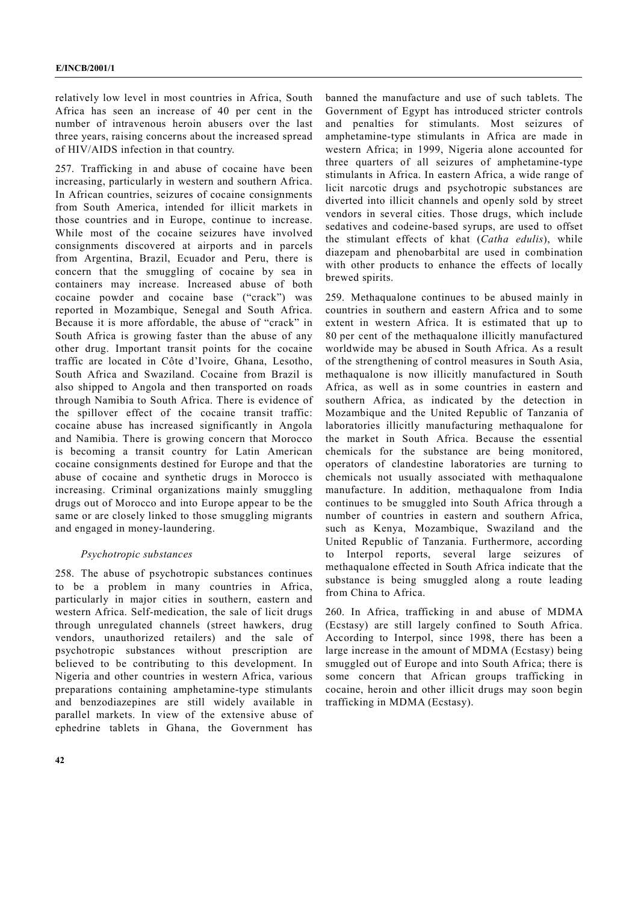relatively low level in most countries in Africa, South Africa has seen an increase of 40 per cent in the number of intravenous heroin abusers over the last three years, raising concerns about the increased spread of HIV/AIDS infection in that country.

257. Trafficking in and abuse of cocaine have been increasing, particularly in western and southern Africa. In African countries, seizures of cocaine consignments from South America, intended for illicit markets in those countries and in Europe, continue to increase. While most of the cocaine seizures have involved consignments discovered at airports and in parcels from Argentina, Brazil, Ecuador and Peru, there is concern that the smuggling of cocaine by sea in containers may increase. Increased abuse of both cocaine powder and cocaine base ("crack") was reported in Mozambique, Senegal and South Africa. Because it is more affordable, the abuse of "crack" in South Africa is growing faster than the abuse of any other drug. Important transit points for the cocaine traffic are located in Côte d'Ivoire, Ghana, Lesotho, South Africa and Swaziland. Cocaine from Brazil is also shipped to Angola and then transported on roads through Namibia to South Africa. There is evidence of the spillover effect of the cocaine transit traffic: cocaine abuse has increased significantly in Angola and Namibia. There is growing concern that Morocco is becoming a transit country for Latin American cocaine consignments destined for Europe and that the abuse of cocaine and synthetic drugs in Morocco is increasing. Criminal organizations mainly smuggling drugs out of Morocco and into Europe appear to be the same or are closely linked to those smuggling migrants and engaged in money-laundering.

### *Psychotropic substances*

258. The abuse of psychotropic substances continues to be a problem in many countries in Africa, particularly in major cities in southern, eastern and western Africa. Self-medication, the sale of licit drugs through unregulated channels (street hawkers, drug vendors, unauthorized retailers) and the sale of psychotropic substances without prescription are believed to be contributing to this development. In Nigeria and other countries in western Africa, various preparations containing amphetamine-type stimulants and benzodiazepines are still widely available in parallel markets. In view of the extensive abuse of ephedrine tablets in Ghana, the Government has banned the manufacture and use of such tablets. The Government of Egypt has introduced stricter controls and penalties for stimulants. Most seizures of amphetamine-type stimulants in Africa are made in western Africa; in 1999, Nigeria alone accounted for three quarters of all seizures of amphetamine-type stimulants in Africa. In eastern Africa, a wide range of licit narcotic drugs and psychotropic substances are diverted into illicit channels and openly sold by street vendors in several cities. Those drugs, which include sedatives and codeine-based syrups, are used to offset the stimulant effects of khat (*Catha edulis*), while diazepam and phenobarbital are used in combination with other products to enhance the effects of locally brewed spirits.

259. Methaqualone continues to be abused mainly in countries in southern and eastern Africa and to some extent in western Africa. It is estimated that up to 80 per cent of the methaqualone illicitly manufactured worldwide may be abused in South Africa. As a result of the strengthening of control measures in South Asia, methaqualone is now illicitly manufactured in South Africa, as well as in some countries in eastern and southern Africa, as indicated by the detection in Mozambique and the United Republic of Tanzania of laboratories illicitly manufacturing methaqualone for the market in South Africa. Because the essential chemicals for the substance are being monitored, operators of clandestine laboratories are turning to chemicals not usually associated with methaqualone manufacture. In addition, methaqualone from India continues to be smuggled into South Africa through a number of countries in eastern and southern Africa, such as Kenya, Mozambique, Swaziland and the United Republic of Tanzania. Furthermore, according to Interpol reports, several large seizures of methaqualone effected in South Africa indicate that the substance is being smuggled along a route leading from China to Africa.

260. In Africa, trafficking in and abuse of MDMA (Ecstasy) are still largely confined to South Africa. According to Interpol, since 1998, there has been a large increase in the amount of MDMA (Ecstasy) being smuggled out of Europe and into South Africa; there is some concern that African groups trafficking in cocaine, heroin and other illicit drugs may soon begin trafficking in MDMA (Ecstasy).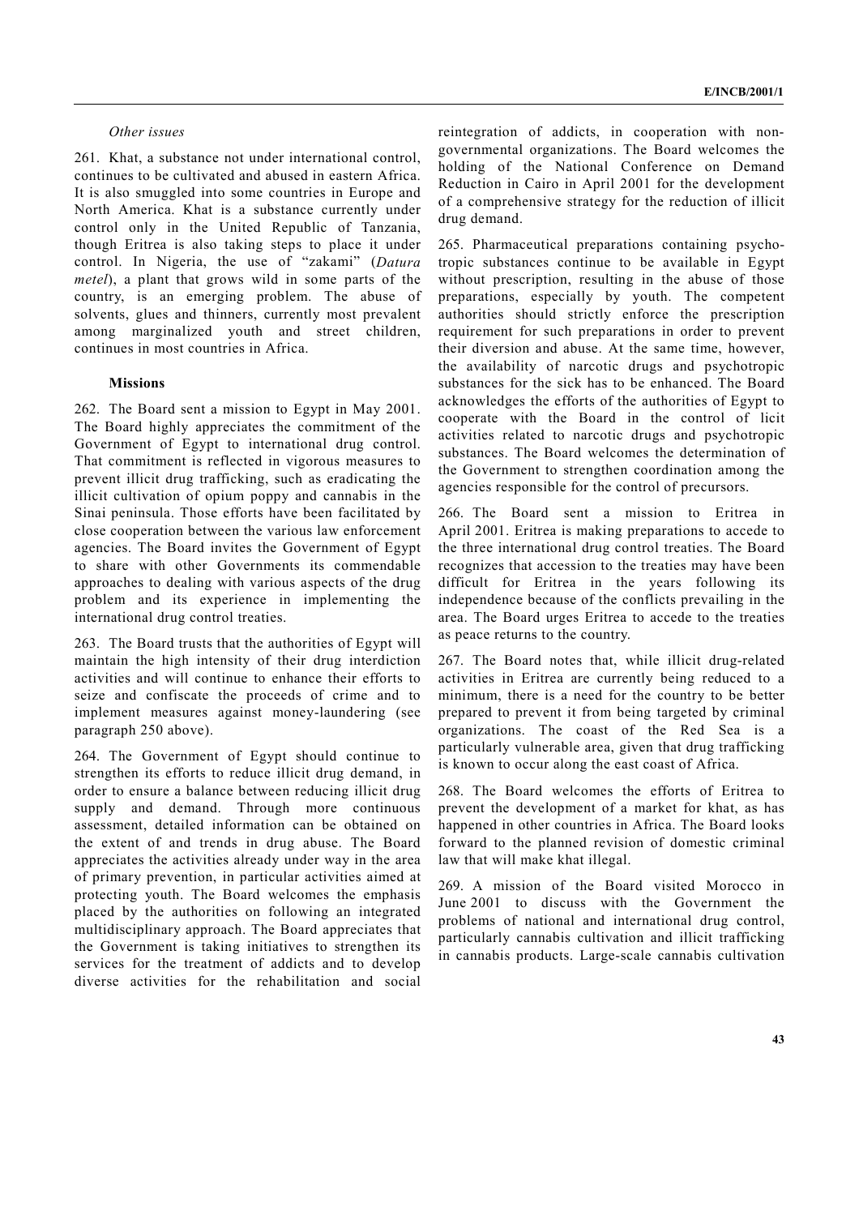*Other issues*

261. Khat, a substance not under international control, continues to be cultivated and abused in eastern Africa. It is also smuggled into some countries in Europe and North America. Khat is a substance currently under control only in the United Republic of Tanzania, though Eritrea is also taking steps to place it under control. In Nigeria, the use of "zakami" (*Datura metel*), a plant that grows wild in some parts of the country, is an emerging problem. The abuse of solvents, glues and thinners, currently most prevalent among marginalized youth and street children, continues in most countries in Africa.

**Missions**

262. The Board sent a mission to Egypt in May 2001. The Board highly appreciates the commitment of the Government of Egypt to international drug control. That commitment is reflected in vigorous measures to prevent illicit drug trafficking, such as eradicating the illicit cultivation of opium poppy and cannabis in the Sinai peninsula. Those efforts have been facilitated by close cooperation between the various law enforcement agencies. The Board invites the Government of Egypt to share with other Governments its commendable approaches to dealing with various aspects of the drug problem and its experience in implementing the international drug control treaties.

263. The Board trusts that the authorities of Egypt will maintain the high intensity of their drug interdiction activities and will continue to enhance their efforts to seize and confiscate the proceeds of crime and to implement measures against money-laundering (see paragraph 250 above).

264. The Government of Egypt should continue to strengthen its efforts to reduce illicit drug demand, in order to ensure a balance between reducing illicit drug supply and demand. Through more continuous assessment, detailed information can be obtained on the extent of and trends in drug abuse. The Board appreciates the activities already under way in the area of primary prevention, in particular activities aimed at protecting youth. The Board welcomes the emphasis placed by the authorities on following an integrated multidisciplinary approach. The Board appreciates that the Government is taking initiatives to strengthen its services for the treatment of addicts and to develop diverse activities for the rehabilitation and social reintegration of addicts, in cooperation with non-governmental organizations. The Board welcomes the holding of the National Conference on Demand Reduction in Cairo in April 2001 for the development of a comprehensive strategy for the reduction of illicit drug demand.

265. Pharmaceutical preparations containing psychotropic substances continue to be available in Egypt without prescription, resulting in the abuse of those preparations, especially by youth. The competent authorities should strictly enforce the prescription requirement for such preparations in order to prevent their diversion and abuse. At the same time, however, the availability of narcotic drugs and psychotropic substances for the sick has to be enhanced. The Board acknowledges the efforts of the authorities of Egypt to cooperate with the Board in the control of licit activities related to narcotic drugs and psychotropic substances. The Board welcomes the determination of the Government to strengthen coordination among the agencies responsible for the control of precursors.

266. The Board sent a mission to Eritrea in April 2001. Eritrea is making preparations to accede to the three international drug control treaties. The Board recognizes that accession to the treaties may have been difficult for Eritrea in the years following its independence because of the conflicts prevailing in the area. The Board urges Eritrea to accede to the treaties as peace returns to the country.

267. The Board notes that, while illicit drug-related activities in Eritrea are currently being reduced to a minimum, there is a need for the country to be better prepared to prevent it from being targeted by criminal organizations. The coast of the Red Sea is a particularly vulnerable area, given that drug trafficking is known to occur along the east coast of Africa.

268. The Board welcomes the efforts of Eritrea to prevent the development of a market for khat, as has happened in other countries in Africa. The Board looks forward to the planned revision of domestic criminal law that will make khat illegal.

269. A mission of the Board visited Morocco in June 2001 to discuss with the Government the problems of national and international drug control, particularly cannabis cultivation and illicit trafficking in cannabis products. Large-scale cannabis cultivation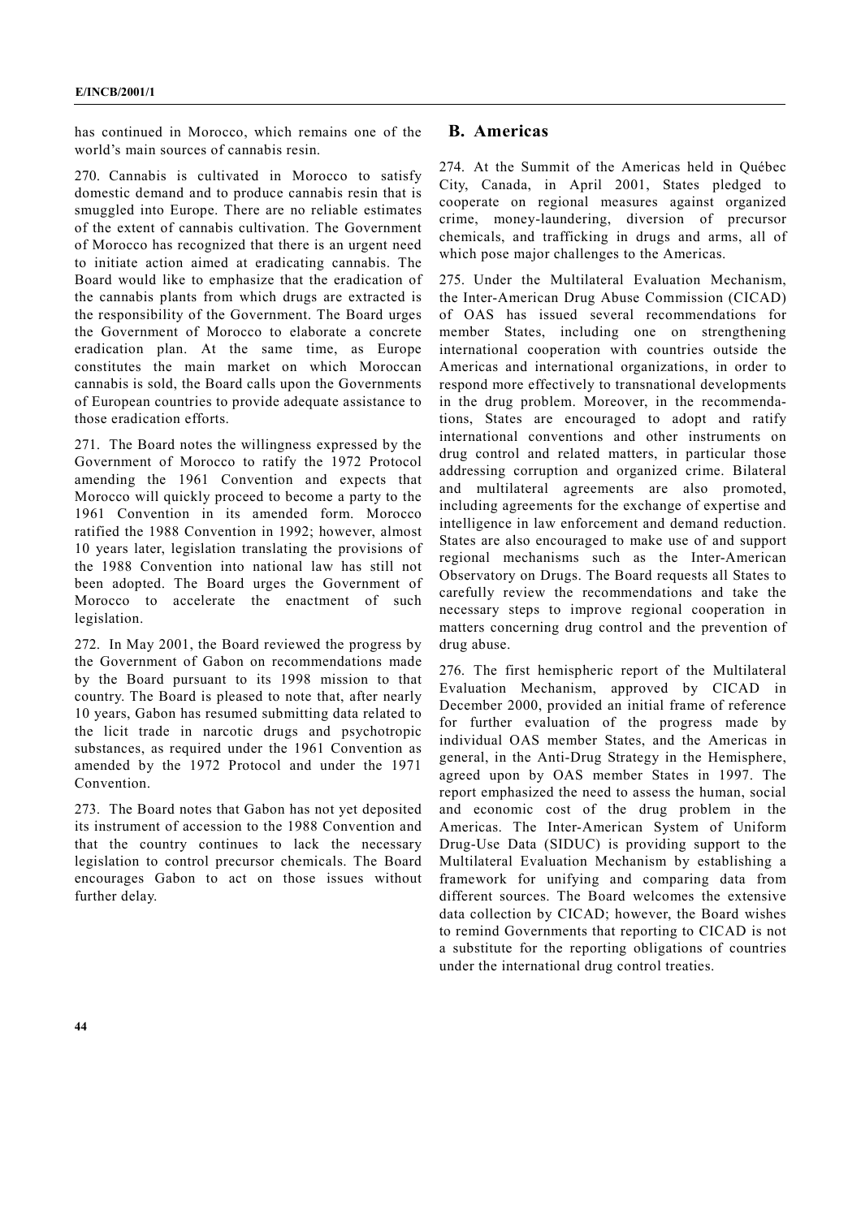has continued in Morocco, which remains one of the world's main sources of cannabis resin.

270. Cannabis is cultivated in Morocco to satisfy domestic demand and to produce cannabis resin that is smuggled into Europe. There are no reliable estimates of the extent of cannabis cultivation. The Government of Morocco has recognized that there is an urgent need to initiate action aimed at eradicating cannabis. The Board would like to emphasize that the eradication of the cannabis plants from which drugs are extracted is the responsibility of the Government. The Board urges the Government of Morocco to elaborate a concrete eradication plan. At the same time, as Europe constitutes the main market on which Moroccan cannabis is sold, the Board calls upon the Governments of European countries to provide adequate assistance to those eradication efforts.

271. The Board notes the willingness expressed by the Government of Morocco to ratify the 1972 Protocol amending the 1961 Convention and expects that Morocco will quickly proceed to become a party to the 1961 Convention in its amended form. Morocco ratified the 1988 Convention in 1992; however, almost 10 years later, legislation translating the provisions of the 1988 Convention into national law has still not been adopted. The Board urges the Government of Morocco to accelerate the enactment of such legislation.

272. In May 2001, the Board reviewed the progress by the Government of Gabon on recommendations made by the Board pursuant to its 1998 mission to that country. The Board is pleased to note that, after nearly 10 years, Gabon has resumed submitting data related to the licit trade in narcotic drugs and psychotropic substances, as required under the 1961 Convention as amended by the 1972 Protocol and under the 1971 Convention.

273. The Board notes that Gabon has not yet deposited its instrument of accession to the 1988 Convention and that the country continues to lack the necessary legislation to control precursor chemicals. The Board encourages Gabon to act on those issues without further delay.

## B. Americas

274. At the Summit of the Americas held in Québec City, Canada, in April 2001, States pledged to cooperate on regional measures against organized crime, money-laundering, diversion of precursor chemicals, and trafficking in drugs and arms, all of which pose major challenges to the Americas.

275. Under the Multilateral Evaluation Mechanism, the Inter-American Drug Abuse Commission (CICAD) of OAS has issued several recommendations for member States, including one on strengthening international cooperation with countries outside the Americas and international organizations, in order to respond more effectively to transnational developments in the drug problem. Moreover, in the recommendations, States are encouraged to adopt and ratify international conventions and other instruments on drug control and related matters, in particular those addressing corruption and organized crime. Bilateral and multilateral agreements are also promoted, including agreements for the exchange of expertise and intelligence in law enforcement and demand reduction. States are also encouraged to make use of and support regional mechanisms such as the Inter-American Observatory on Drugs. The Board requests all States to carefully review the recommendations and take the necessary steps to improve regional cooperation in matters concerning drug control and the prevention of drug abuse.

276. The first hemispheric report of the Multilateral Evaluation Mechanism, approved by CICAD in December 2000, provided an initial frame of reference for further evaluation of the progress made by individual OAS member States, and the Americas in general, in the Anti-Drug Strategy in the Hemisphere, agreed upon by OAS member States in 1997. The report emphasized the need to assess the human, social and economic cost of the drug problem in the Americas. The Inter-American System of Uniform Drug-Use Data (SIDUC) is providing support to the Multilateral Evaluation Mechanism by establishing a framework for unifying and comparing data from different sources. The Board welcomes the extensive data collection by CICAD; however, the Board wishes to remind Governments that reporting to CICAD is not a substitute for the reporting obligations of countries under the international drug control treaties.